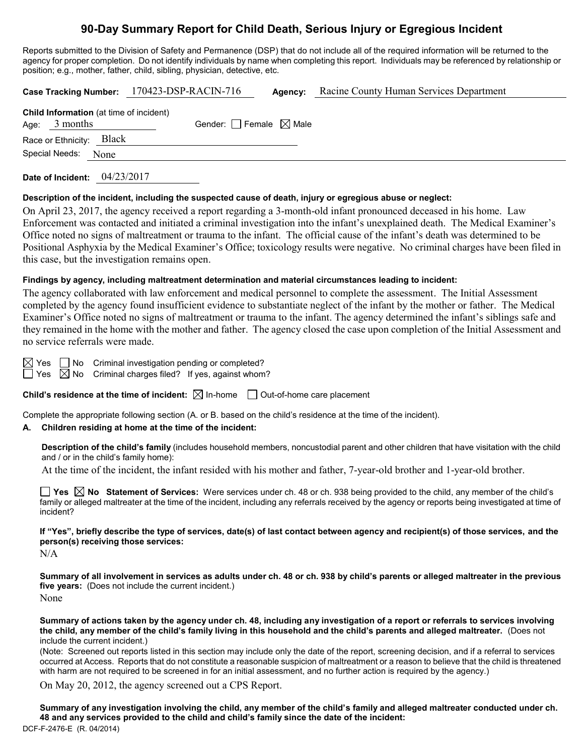# 90-Day Summary Report for Child Death, Serious Injury or Egregious Incident

Reports submitted to the Division of Safety and Permanence (DSP) that do not include all of the required information will be returned to the agency for proper completion. Do not identify individuals by name when completing this report. Individuals may be referenced by relationship or position; e.g., mother, father, child, sibling, physician, detective, etc.

**Case Tracking Number:** 170423-DSP-RACIN-716 **Agency:** Racine County Human Services Department

**Child Information** (at time of incident)

Age: 3 months Gender: ☐ Female ☒ Male

Race or Ethnicity: Black

Special Needs: None

**Date of Incident:** 04/23/2017

**Description of the incident, including the suspected cause of death, injury or egregious abuse or neglect:**

On April 23, 2017, the agency received a report regarding a 3-month-old infant pronounced deceased in his home. Law Enforcement was contacted and initiated a criminal investigation into the infant's unexplained death. The Medical Examiner's Office noted no signs of maltreatment or trauma to the infant. The official cause of the infant's death was determined to be Positional Asphyxia by the Medical Examiner's Office; toxicology results were negative. No criminal charges have been filed in this case, but the investigation remains open.

**Findings by agency, including maltreatment determination and material circumstances leading to incident:**

The agency collaborated with law enforcement and medical personnel to complete the assessment. The Initial Assessment completed by the agency found insufficient evidence to substantiate neglect of the infant by the mother or father. The Medical Examiner's Office noted no signs of maltreatment or trauma to the infant. The agency determined the infant's siblings safe and they remained in the home with the mother and father. The agency closed the case upon completion of the Initial Assessment and no service referrals were made.

☒ Yes ☐ No Criminal investigation pending or completed?

☐ Yes ☒ No Criminal charges filed? If yes, against whom?

**Child's residence at the time of incident:** ☒ In-home ☐ Out-of-home care placement

Complete the appropriate following section (A. or B. based on the child's residence at the time of the incident).

**A. Children residing at home at the time of the incident:**

**Description of the child's family** (includes household members, noncustodial parent and other children that have visitation with the child and / or in the child's family home):

At the time of the incident, the infant resided with his mother and father, 7-year-old brother and 1-year-old brother.

☐ **Yes** ☒ **No Statement of Services:** Were services under ch. 48 or ch. 938 being provided to the child, any member of the child's family or alleged maltreater at the time of the incident, including any referrals received by the agency or reports being investigated at time of incident?

**If "Yes", briefly describe the type of services, date(s) of last contact between agency and recipient(s) of those services, and the person(s) receiving those services:**

N/A

**Summary of all involvement in services as adults under ch. 48 or ch. 938 by child's parents or alleged maltreater in the previous five years:** (Does not include the current incident.)

None

**Summary of actions taken by the agency under ch. 48, including any investigation of a report or referrals to services involving the child, any member of the child's family living in this household and the child's parents and alleged maltreater.** (Does not include the current incident.)

(Note: Screened out reports listed in this section may include only the date of the report, screening decision, and if a referral to services occurred at Access. Reports that do not constitute a reasonable suspicion of maltreatment or a reason to believe that the child is threatened with harm are not required to be screened in for an initial assessment, and no further action is required by the agency.)

On May 20, 2012, the agency screened out a CPS Report.

**Summary of any investigation involving the child, any member of the child's family and alleged maltreater conducted under ch. 48 and any services provided to the child and child's family since the date of the incident:**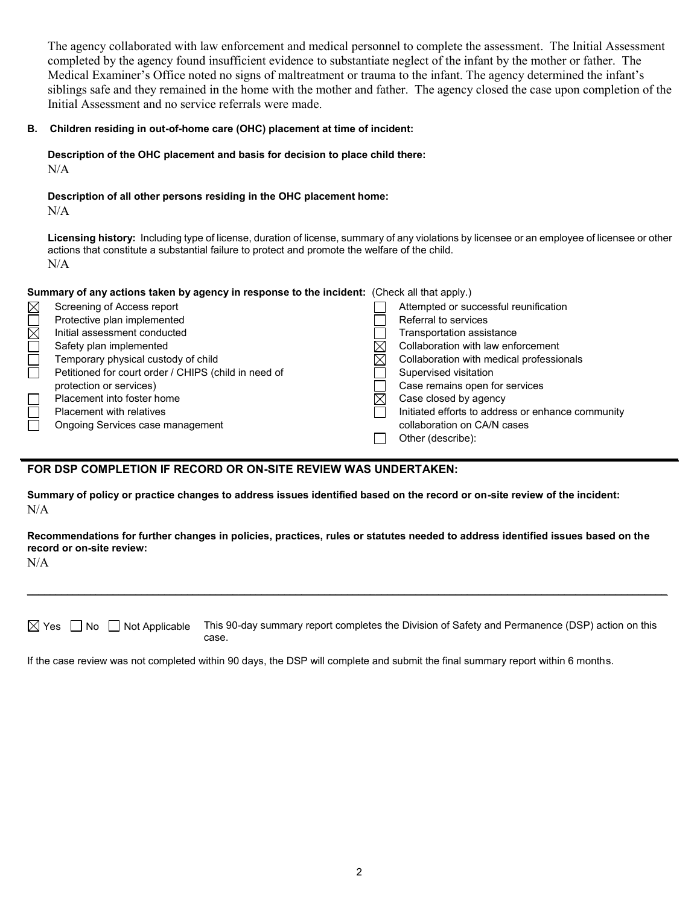The agency collaborated with law enforcement and medical personnel to complete the assessment. The Initial Assessment completed by the agency found insufficient evidence to substantiate neglect of the infant by the mother or father. The Medical Examiner's Office noted no signs of maltreatment or trauma to the infant. The agency determined the infant's siblings safe and they remained in the home with the mother and father. The agency closed the case upon completion of the Initial Assessment and no service referrals were made.

**B. Children residing in out-of-home care (OHC) placement at time of incident:**

**Description of the OHC placement and basis for decision to place child there:**
N/A

**Description of all other persons residing in the OHC placement home:**
N/A

**Licensing history:** Including type of license, duration of license, summary of any violations by licensee or an employee of licensee or other actions that constitute a substantial failure to protect and promote the welfare of the child.
N/A

**Summary of any actions taken by agency in response to the incident:** (Check all that apply.)

- ☒ Screening of Access report
- ☐ Protective plan implemented
- ☒ Initial assessment conducted
- ☐ Safety plan implemented
- ☐ Temporary physical custody of child
- ☐ Petitioned for court order / CHIPS (child in need of protection or services)
- ☐ Placement into foster home
- ☐ Placement with relatives
- ☐ Ongoing Services case management
- ☐ Attempted or successful reunification
- ☐ Referral to services
- ☐ Transportation assistance
- ☒ Collaboration with law enforcement
- ☒ Collaboration with medical professionals
- ☐ Supervised visitation
- ☐ Case remains open for services
- ☒ Case closed by agency
- ☐ Initiated efforts to address or enhance community collaboration on CA/N cases
- ☐ Other (describe):

## FOR DSP COMPLETION IF RECORD OR ON-SITE REVIEW WAS UNDERTAKEN:

**Summary of policy or practice changes to address issues identified based on the record or on-site review of the incident:**
N/A

**Recommendations for further changes in policies, practices, rules or statutes needed to address identified issues based on the record or on-site review:**
N/A

---

☒ Yes ☐ No ☐ Not Applicable This 90-day summary report completes the Division of Safety and Permanence (DSP) action on this case.

If the case review was not completed within 90 days, the DSP will complete and submit the final summary report within 6 months.